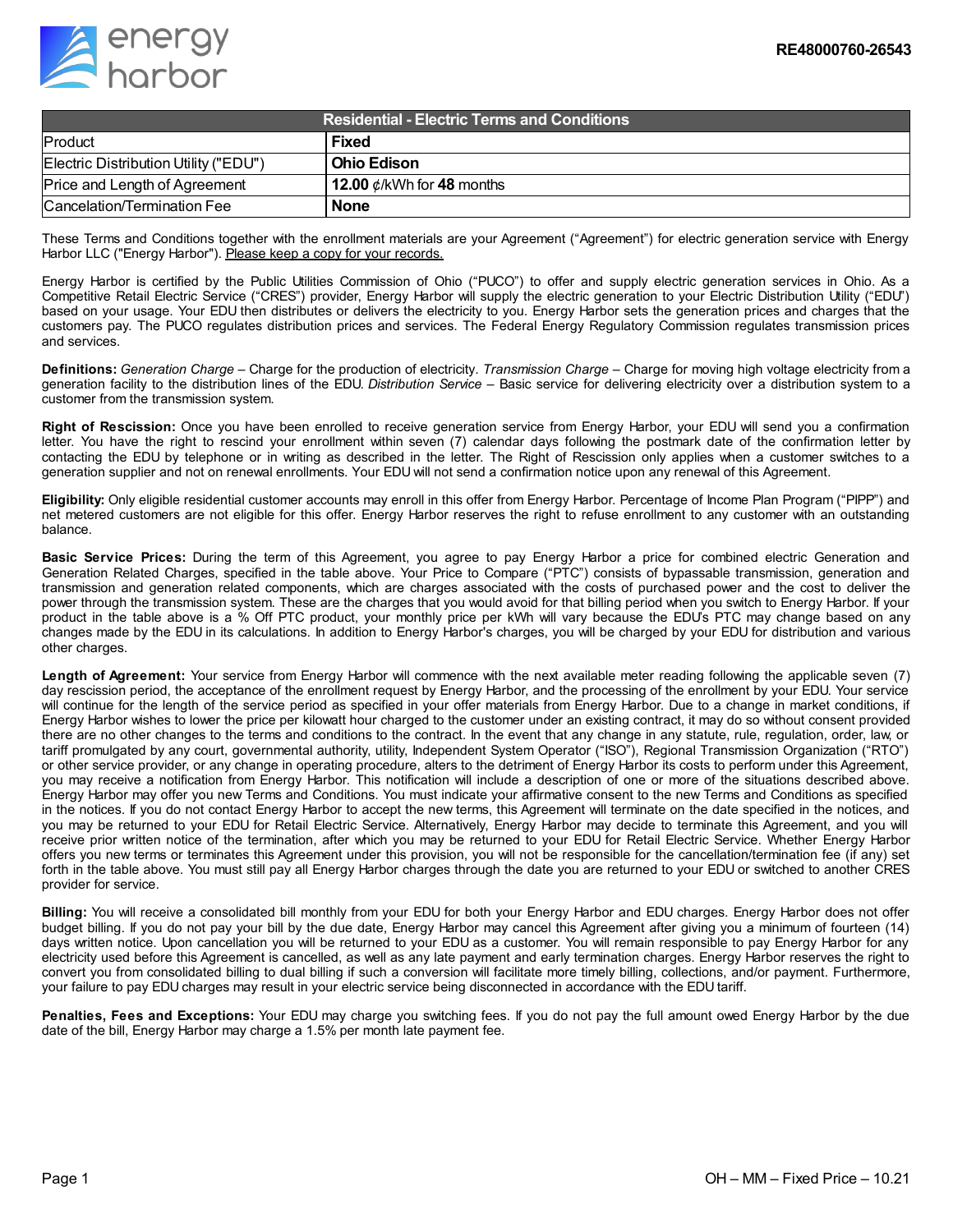RE48000760-26543

| Residential - Electric Terms and Conditions | |
|---|---|
| Product | **Fixed** |
| Electric Distribution Utility ("EDU") | **Ohio Edison** |
| Price and Length of Agreement | **12.00** ¢/kWh for **48** months |
| Cancelation/Termination Fee | **None** |

These Terms and Conditions together with the enrollment materials are your Agreement ("Agreement") for electric generation service with Energy Harbor LLC ("Energy Harbor"). Please keep a copy for your records.

Energy Harbor is certified by the Public Utilities Commission of Ohio ("PUCO") to offer and supply electric generation services in Ohio. As a Competitive Retail Electric Service ("CRES") provider, Energy Harbor will supply the electric generation to your Electric Distribution Utility ("EDU") based on your usage. Your EDU then distributes or delivers the electricity to you. Energy Harbor sets the generation prices and charges that the customers pay. The PUCO regulates distribution prices and services. The Federal Energy Regulatory Commission regulates transmission prices and services.

**Definitions:** *Generation Charge* – Charge for the production of electricity. *Transmission Charge* – Charge for moving high voltage electricity from a generation facility to the distribution lines of the EDU. *Distribution Service* – Basic service for delivering electricity over a distribution system to a customer from the transmission system.

**Right of Rescission:** Once you have been enrolled to receive generation service from Energy Harbor, your EDU will send you a confirmation letter. You have the right to rescind your enrollment within seven (7) calendar days following the postmark date of the confirmation letter by contacting the EDU by telephone or in writing as described in the letter. The Right of Rescission only applies when a customer switches to a generation supplier and not on renewal enrollments. Your EDU will not send a confirmation notice upon any renewal of this Agreement.

**Eligibility:** Only eligible residential customer accounts may enroll in this offer from Energy Harbor. Percentage of Income Plan Program ("PIPP") and net metered customers are not eligible for this offer. Energy Harbor reserves the right to refuse enrollment to any customer with an outstanding balance.

**Basic Service Prices:** During the term of this Agreement, you agree to pay Energy Harbor a price for combined electric Generation and Generation Related Charges, specified in the table above. Your Price to Compare ("PTC") consists of bypassable transmission, generation and transmission and generation related components, which are charges associated with the costs of purchased power and the cost to deliver the power through the transmission system. These are the charges that you would avoid for that billing period when you switch to Energy Harbor. If your product in the table above is a % Off PTC product, your monthly price per kWh will vary because the EDU's PTC may change based on any changes made by the EDU in its calculations. In addition to Energy Harbor's charges, you will be charged by your EDU for distribution and various other charges.

**Length of Agreement:** Your service from Energy Harbor will commence with the next available meter reading following the applicable seven (7) day rescission period, the acceptance of the enrollment request by Energy Harbor, and the processing of the enrollment by your EDU. Your service will continue for the length of the service period as specified in your offer materials from Energy Harbor. Due to a change in market conditions, if Energy Harbor wishes to lower the price per kilowatt hour charged to the customer under an existing contract, it may do so without consent provided there are no other changes to the terms and conditions to the contract. In the event that any change in any statute, rule, regulation, order, law, or tariff promulgated by any court, governmental authority, utility, Independent System Operator ("ISO"), Regional Transmission Organization ("RTO") or other service provider, or any change in operating procedure, alters to the detriment of Energy Harbor its costs to perform under this Agreement, you may receive a notification from Energy Harbor. This notification will include a description of one or more of the situations described above. Energy Harbor may offer you new Terms and Conditions. You must indicate your affirmative consent to the new Terms and Conditions as specified in the notices. If you do not contact Energy Harbor to accept the new terms, this Agreement will terminate on the date specified in the notices, and you may be returned to your EDU for Retail Electric Service. Alternatively, Energy Harbor may decide to terminate this Agreement, and you will receive prior written notice of the termination, after which you may be returned to your EDU for Retail Electric Service. Whether Energy Harbor offers you new terms or terminates this Agreement under this provision, you will not be responsible for the cancellation/termination fee (if any) set forth in the table above. You must still pay all Energy Harbor charges through the date you are returned to your EDU or switched to another CRES provider for service.

**Billing:** You will receive a consolidated bill monthly from your EDU for both your Energy Harbor and EDU charges. Energy Harbor does not offer budget billing. If you do not pay your bill by the due date, Energy Harbor may cancel this Agreement after giving you a minimum of fourteen (14) days written notice. Upon cancellation you will be returned to your EDU as a customer. You will remain responsible to pay Energy Harbor for any electricity used before this Agreement is cancelled, as well as any late payment and early termination charges. Energy Harbor reserves the right to convert you from consolidated billing to dual billing if such a conversion will facilitate more timely billing, collections, and/or payment. Furthermore, your failure to pay EDU charges may result in your electric service being disconnected in accordance with the EDU tariff.

**Penalties, Fees and Exceptions:** Your EDU may charge you switching fees. If you do not pay the full amount owed Energy Harbor by the due date of the bill, Energy Harbor may charge a 1.5% per month late payment fee.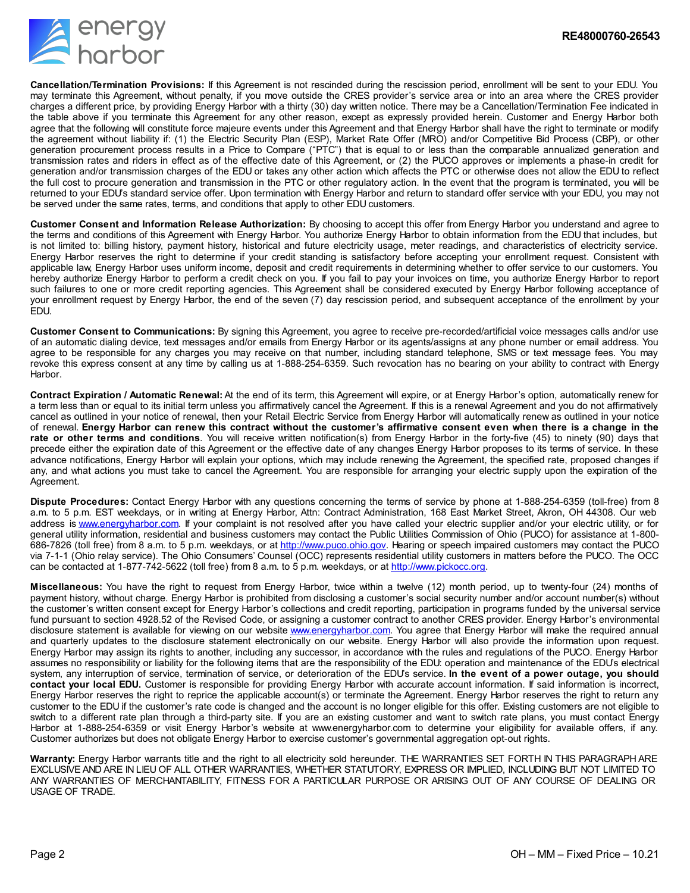**Cancellation/Termination Provisions:** If this Agreement is not rescinded during the rescission period, enrollment will be sent to your EDU. You may terminate this Agreement, without penalty, if you move outside the CRES provider's service area or into an area where the CRES provider charges a different price, by providing Energy Harbor with a thirty (30) day written notice. There may be a Cancellation/Termination Fee indicated in the table above if you terminate this Agreement for any other reason, except as expressly provided herein. Customer and Energy Harbor both agree that the following will constitute force majeure events under this Agreement and that Energy Harbor shall have the right to terminate or modify the agreement without liability if: (1) the Electric Security Plan (ESP), Market Rate Offer (MRO) and/or Competitive Bid Process (CBP), or other generation procurement process results in a Price to Compare ("PTC") that is equal to or less than the comparable annualized generation and transmission rates and riders in effect as of the effective date of this Agreement, or (2) the PUCO approves or implements a phase-in credit for generation and/or transmission charges of the EDU or takes any other action which affects the PTC or otherwise does not allow the EDU to reflect the full cost to procure generation and transmission in the PTC or other regulatory action. In the event that the program is terminated, you will be returned to your EDU's standard service offer. Upon termination with Energy Harbor and return to standard offer service with your EDU, you may not be served under the same rates, terms, and conditions that apply to other EDU customers.

**Customer Consent and Information Release Authorization:** By choosing to accept this offer from Energy Harbor you understand and agree to the terms and conditions of this Agreement with Energy Harbor. You authorize Energy Harbor to obtain information from the EDU that includes, but is not limited to: billing history, payment history, historical and future electricity usage, meter readings, and characteristics of electricity service. Energy Harbor reserves the right to determine if your credit standing is satisfactory before accepting your enrollment request. Consistent with applicable law, Energy Harbor uses uniform income, deposit and credit requirements in determining whether to offer service to our customers. You hereby authorize Energy Harbor to perform a credit check on you. If you fail to pay your invoices on time, you authorize Energy Harbor to report such failures to one or more credit reporting agencies. This Agreement shall be considered executed by Energy Harbor following acceptance of your enrollment request by Energy Harbor, the end of the seven (7) day rescission period, and subsequent acceptance of the enrollment by your EDU.

**Customer Consent to Communications:** By signing this Agreement, you agree to receive pre-recorded/artificial voice messages calls and/or use of an automatic dialing device, text messages and/or emails from Energy Harbor or its agents/assigns at any phone number or email address. You agree to be responsible for any charges you may receive on that number, including standard telephone, SMS or text message fees. You may revoke this express consent at any time by calling us at 1-888-254-6359. Such revocation has no bearing on your ability to contract with Energy Harbor.

**Contract Expiration / Automatic Renewal:** At the end of its term, this Agreement will expire, or at Energy Harbor's option, automatically renew for a term less than or equal to its initial term unless you affirmatively cancel the Agreement. If this is a renewal Agreement and you do not affirmatively cancel as outlined in your notice of renewal, then your Retail Electric Service from Energy Harbor will automatically renew as outlined in your notice of renewal. **Energy Harbor can renew this contract without the customer's affirmative consent even when there is a change in the rate or other terms and conditions**. You will receive written notification(s) from Energy Harbor in the forty-five (45) to ninety (90) days that precede either the expiration date of this Agreement or the effective date of any changes Energy Harbor proposes to its terms of service. In these advance notifications, Energy Harbor will explain your options, which may include renewing the Agreement, the specified rate, proposed changes if any, and what actions you must take to cancel the Agreement. You are responsible for arranging your electric supply upon the expiration of the Agreement.

**Dispute Procedures:** Contact Energy Harbor with any questions concerning the terms of service by phone at 1-888-254-6359 (toll-free) from 8 a.m. to 5 p.m. EST weekdays, or in writing at Energy Harbor, Attn: Contract Administration, 168 East Market Street, Akron, OH 44308. Our web address is www.energyharbor.com. If your complaint is not resolved after you have called your electric supplier and/or your electric utility, or for general utility information, residential and business customers may contact the Public Utilities Commission of Ohio (PUCO) for assistance at 1-800-686-7826 (toll free) from 8 a.m. to 5 p.m. weekdays, or at http://www.puco.ohio.gov. Hearing or speech impaired customers may contact the PUCO via 7-1-1 (Ohio relay service). The Ohio Consumers' Counsel (OCC) represents residential utility customers in matters before the PUCO. The OCC can be contacted at 1-877-742-5622 (toll free) from 8 a.m. to 5 p.m. weekdays, or at http://www.pickocc.org.

**Miscellaneous:** You have the right to request from Energy Harbor, twice within a twelve (12) month period, up to twenty-four (24) months of payment history, without charge. Energy Harbor is prohibited from disclosing a customer's social security number and/or account number(s) without the customer's written consent except for Energy Harbor's collections and credit reporting, participation in programs funded by the universal service fund pursuant to section 4928.52 of the Revised Code, or assigning a customer contract to another CRES provider. Energy Harbor's environmental disclosure statement is available for viewing on our website www.energyharbor.com. You agree that Energy Harbor will make the required annual and quarterly updates to the disclosure statement electronically on our website. Energy Harbor will also provide the information upon request. Energy Harbor may assign its rights to another, including any successor, in accordance with the rules and regulations of the PUCO. Energy Harbor assumes no responsibility or liability for the following items that are the responsibility of the EDU: operation and maintenance of the EDU's electrical system, any interruption of service, termination of service, or deterioration of the EDU's service. **In the event of a power outage, you should contact your local EDU.** Customer is responsible for providing Energy Harbor with accurate account information. If said information is incorrect, Energy Harbor reserves the right to reprice the applicable account(s) or terminate the Agreement. Energy Harbor reserves the right to return any customer to the EDU if the customer's rate code is changed and the account is no longer eligible for this offer. Existing customers are not eligible to switch to a different rate plan through a third-party site. If you are an existing customer and want to switch rate plans, you must contact Energy Harbor at 1-888-254-6359 or visit Energy Harbor's website at www.energyharbor.com to determine your eligibility for available offers, if any. Customer authorizes but does not obligate Energy Harbor to exercise customer's governmental aggregation opt-out rights.

**Warranty:** Energy Harbor warrants title and the right to all electricity sold hereunder. THE WARRANTIES SET FORTH IN THIS PARAGRAPH ARE EXCLUSIVE AND ARE IN LIEU OF ALL OTHER WARRANTIES, WHETHER STATUTORY, EXPRESS OR IMPLIED, INCLUDING BUT NOT LIMITED TO ANY WARRANTIES OF MERCHANTABILITY, FITNESS FOR A PARTICULAR PURPOSE OR ARISING OUT OF ANY COURSE OF DEALING OR USAGE OF TRADE.